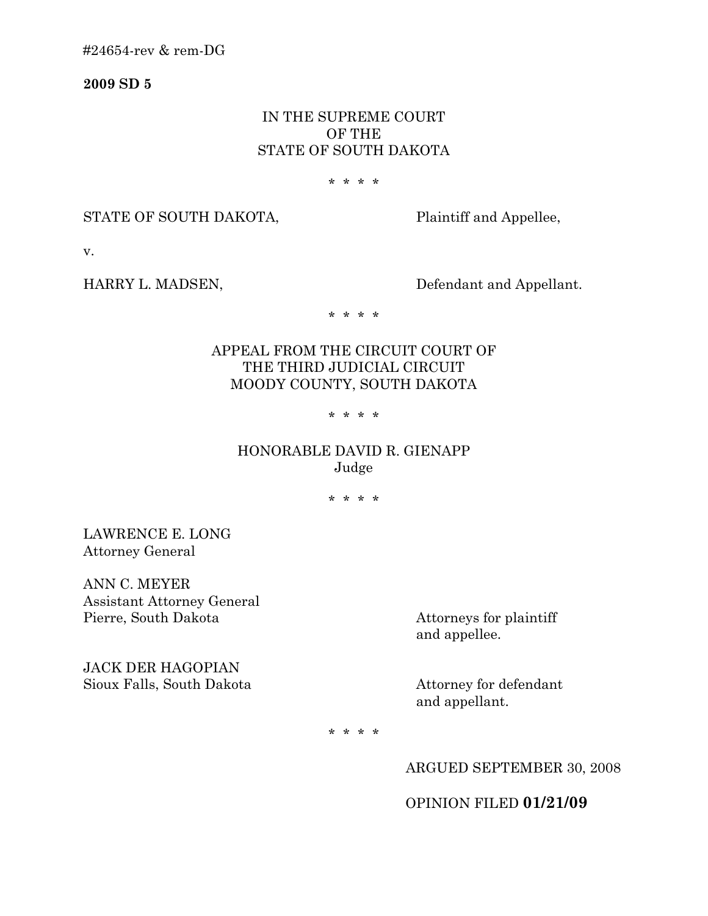#24654-rev & rem-DG

**2009 SD 5**

IN THE SUPREME COURT
OF THE
STATE OF SOUTH DAKOTA

* * * *

STATE OF SOUTH DAKOTA, Plaintiff and Appellee,

v.

HARRY L. MADSEN, Defendant and Appellant.

* * * *

APPEAL FROM THE CIRCUIT COURT OF
THE THIRD JUDICIAL CIRCUIT
MOODY COUNTY, SOUTH DAKOTA

* * * *

HONORABLE DAVID R. GIENAPP
Judge

* * * *

LAWRENCE E. LONG
Attorney General

ANN C. MEYER
Assistant Attorney General
Pierre, South Dakota

Attorneys for plaintiff and appellee.

JACK DER HAGOPIAN
Sioux Falls, South Dakota

Attorney for defendant and appellant.

* * * *

ARGUED SEPTEMBER 30, 2008

OPINION FILED **01/21/09**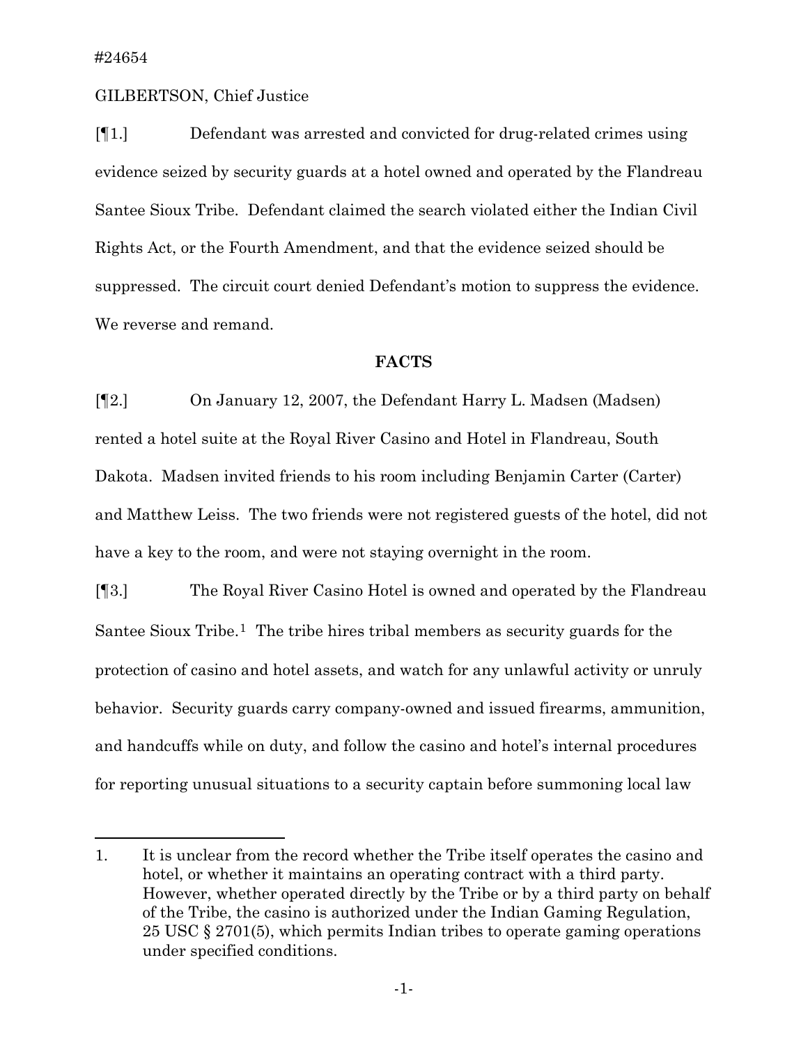#24654

GILBERTSON, Chief Justice

[¶1.] Defendant was arrested and convicted for drug-related crimes using evidence seized by security guards at a hotel owned and operated by the Flandreau Santee Sioux Tribe. Defendant claimed the search violated either the Indian Civil Rights Act, or the Fourth Amendment, and that the evidence seized should be suppressed. The circuit court denied Defendant's motion to suppress the evidence. We reverse and remand.

**FACTS**

[¶2.] On January 12, 2007, the Defendant Harry L. Madsen (Madsen) rented a hotel suite at the Royal River Casino and Hotel in Flandreau, South Dakota. Madsen invited friends to his room including Benjamin Carter (Carter) and Matthew Leiss. The two friends were not registered guests of the hotel, did not have a key to the room, and were not staying overnight in the room.

[¶3.] The Royal River Casino Hotel is owned and operated by the Flandreau Santee Sioux Tribe.[1] The tribe hires tribal members as security guards for the protection of casino and hotel assets, and watch for any unlawful activity or unruly behavior. Security guards carry company-owned and issued firearms, ammunition, and handcuffs while on duty, and follow the casino and hotel's internal procedures for reporting unusual situations to a security captain before summoning local law

---

1. It is unclear from the record whether the Tribe itself operates the casino and hotel, or whether it maintains an operating contract with a third party. However, whether operated directly by the Tribe or by a third party on behalf of the Tribe, the casino is authorized under the Indian Gaming Regulation, 25 USC § 2701(5), which permits Indian tribes to operate gaming operations under specified conditions.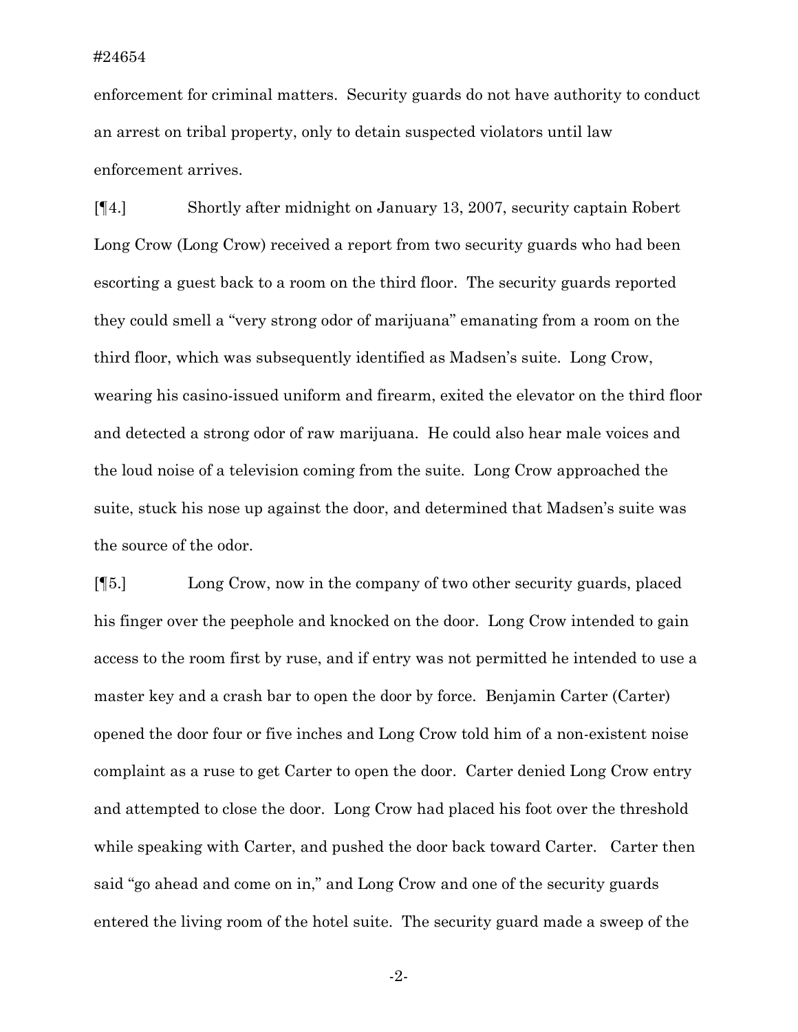enforcement for criminal matters. Security guards do not have authority to conduct an arrest on tribal property, only to detain suspected violators until law enforcement arrives.

[¶4.] Shortly after midnight on January 13, 2007, security captain Robert Long Crow (Long Crow) received a report from two security guards who had been escorting a guest back to a room on the third floor. The security guards reported they could smell a "very strong odor of marijuana" emanating from a room on the third floor, which was subsequently identified as Madsen's suite. Long Crow, wearing his casino-issued uniform and firearm, exited the elevator on the third floor and detected a strong odor of raw marijuana. He could also hear male voices and the loud noise of a television coming from the suite. Long Crow approached the suite, stuck his nose up against the door, and determined that Madsen's suite was the source of the odor.

[¶5.] Long Crow, now in the company of two other security guards, placed his finger over the peephole and knocked on the door. Long Crow intended to gain access to the room first by ruse, and if entry was not permitted he intended to use a master key and a crash bar to open the door by force. Benjamin Carter (Carter) opened the door four or five inches and Long Crow told him of a non-existent noise complaint as a ruse to get Carter to open the door. Carter denied Long Crow entry and attempted to close the door. Long Crow had placed his foot over the threshold while speaking with Carter, and pushed the door back toward Carter. Carter then said "go ahead and come on in," and Long Crow and one of the security guards entered the living room of the hotel suite. The security guard made a sweep of the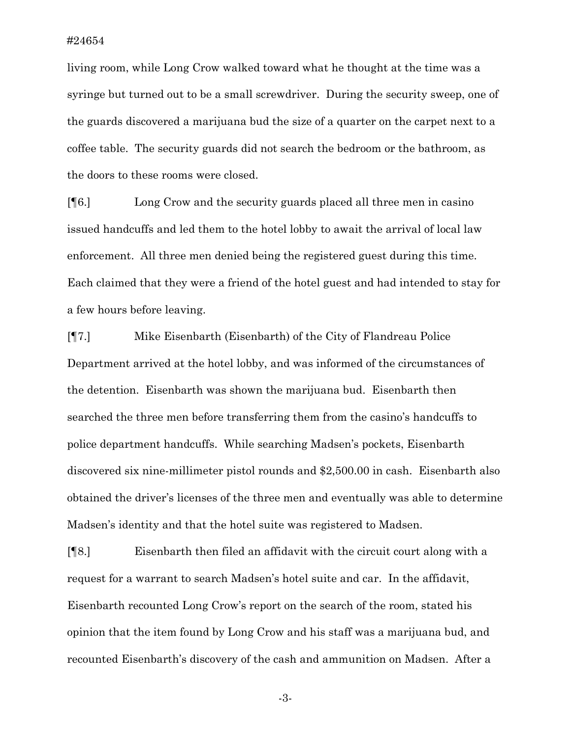living room, while Long Crow walked toward what he thought at the time was a syringe but turned out to be a small screwdriver. During the security sweep, one of the guards discovered a marijuana bud the size of a quarter on the carpet next to a coffee table. The security guards did not search the bedroom or the bathroom, as the doors to these rooms were closed.

[¶6.] Long Crow and the security guards placed all three men in casino issued handcuffs and led them to the hotel lobby to await the arrival of local law enforcement. All three men denied being the registered guest during this time. Each claimed that they were a friend of the hotel guest and had intended to stay for a few hours before leaving.

[¶7.] Mike Eisenbarth (Eisenbarth) of the City of Flandreau Police Department arrived at the hotel lobby, and was informed of the circumstances of the detention. Eisenbarth was shown the marijuana bud. Eisenbarth then searched the three men before transferring them from the casino's handcuffs to police department handcuffs. While searching Madsen's pockets, Eisenbarth discovered six nine-millimeter pistol rounds and $2,500.00 in cash. Eisenbarth also obtained the driver's licenses of the three men and eventually was able to determine Madsen's identity and that the hotel suite was registered to Madsen.

[¶8.] Eisenbarth then filed an affidavit with the circuit court along with a request for a warrant to search Madsen's hotel suite and car. In the affidavit, Eisenbarth recounted Long Crow's report on the search of the room, stated his opinion that the item found by Long Crow and his staff was a marijuana bud, and recounted Eisenbarth's discovery of the cash and ammunition on Madsen. After a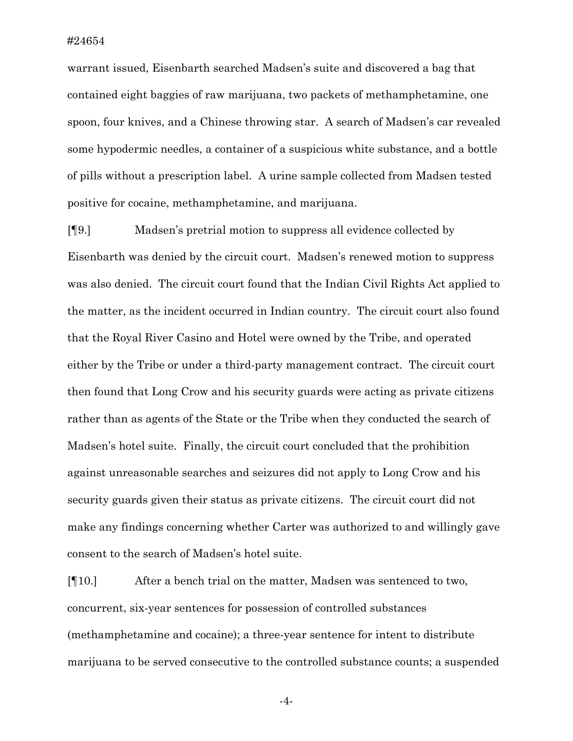warrant issued, Eisenbarth searched Madsen's suite and discovered a bag that contained eight baggies of raw marijuana, two packets of methamphetamine, one spoon, four knives, and a Chinese throwing star. A search of Madsen's car revealed some hypodermic needles, a container of a suspicious white substance, and a bottle of pills without a prescription label. A urine sample collected from Madsen tested positive for cocaine, methamphetamine, and marijuana.

[¶9.] Madsen's pretrial motion to suppress all evidence collected by Eisenbarth was denied by the circuit court. Madsen's renewed motion to suppress was also denied. The circuit court found that the Indian Civil Rights Act applied to the matter, as the incident occurred in Indian country. The circuit court also found that the Royal River Casino and Hotel were owned by the Tribe, and operated either by the Tribe or under a third-party management contract. The circuit court then found that Long Crow and his security guards were acting as private citizens rather than as agents of the State or the Tribe when they conducted the search of Madsen's hotel suite. Finally, the circuit court concluded that the prohibition against unreasonable searches and seizures did not apply to Long Crow and his security guards given their status as private citizens. The circuit court did not make any findings concerning whether Carter was authorized to and willingly gave consent to the search of Madsen's hotel suite.

[¶10.] After a bench trial on the matter, Madsen was sentenced to two, concurrent, six-year sentences for possession of controlled substances (methamphetamine and cocaine); a three-year sentence for intent to distribute marijuana to be served consecutive to the controlled substance counts; a suspended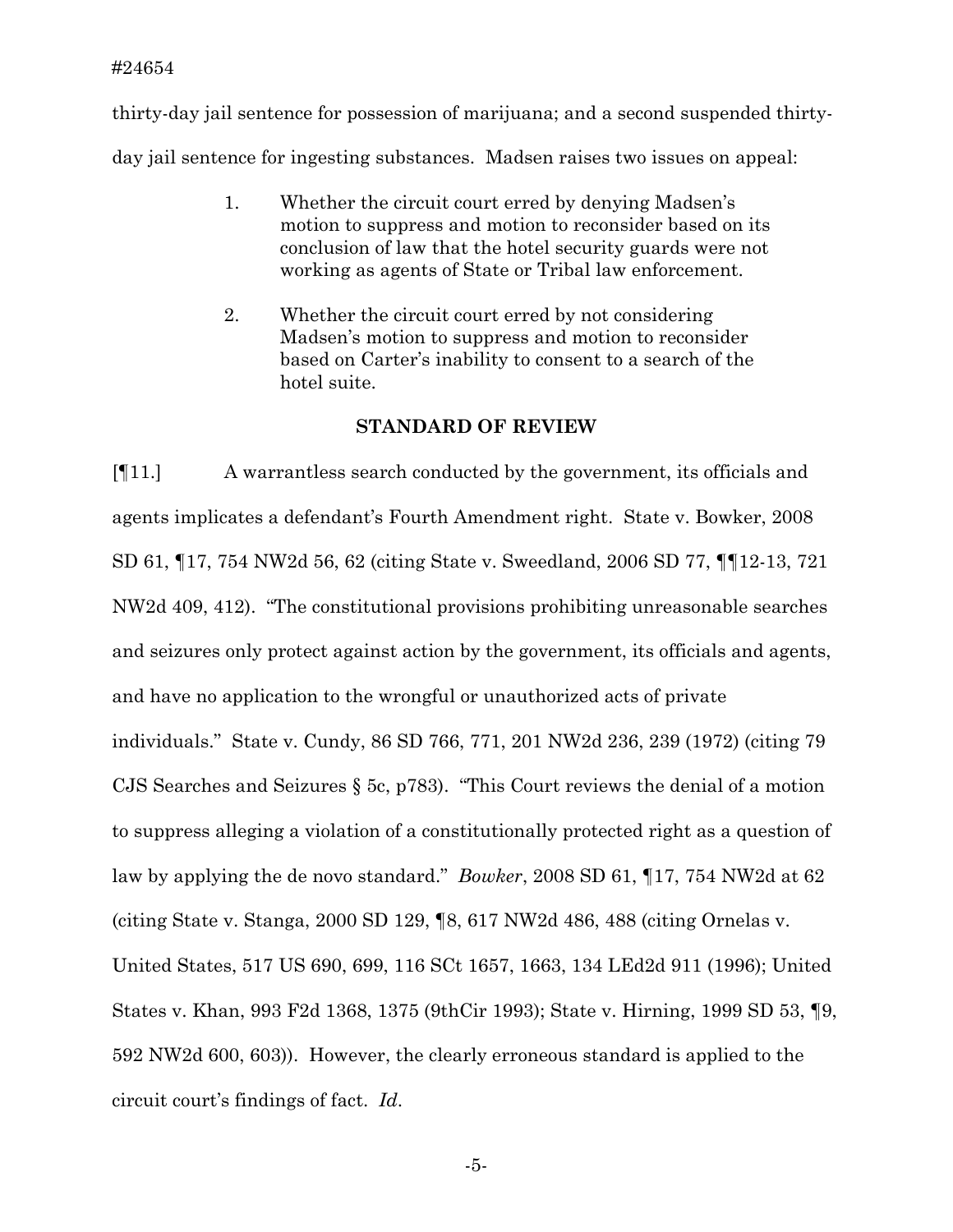thirty-day jail sentence for possession of marijuana; and a second suspended thirty-day jail sentence for ingesting substances. Madsen raises two issues on appeal:

> 1. Whether the circuit court erred by denying Madsen's motion to suppress and motion to reconsider based on its conclusion of law that the hotel security guards were not working as agents of State or Tribal law enforcement.
>
> 2. Whether the circuit court erred by not considering Madsen's motion to suppress and motion to reconsider based on Carter's inability to consent to a search of the hotel suite.

## STANDARD OF REVIEW

[¶11.] A warrantless search conducted by the government, its officials and agents implicates a defendant's Fourth Amendment right. State v. Bowker, 2008 SD 61, ¶17, 754 NW2d 56, 62 (citing State v. Sweedland, 2006 SD 77, ¶¶12-13, 721 NW2d 409, 412). "The constitutional provisions prohibiting unreasonable searches and seizures only protect against action by the government, its officials and agents, and have no application to the wrongful or unauthorized acts of private individuals." State v. Cundy, 86 SD 766, 771, 201 NW2d 236, 239 (1972) (citing 79 CJS Searches and Seizures § 5c, p783). "This Court reviews the denial of a motion to suppress alleging a violation of a constitutionally protected right as a question of law by applying the de novo standard." *Bowker*, 2008 SD 61, ¶17, 754 NW2d at 62 (citing State v. Stanga, 2000 SD 129, ¶8, 617 NW2d 486, 488 (citing Ornelas v. United States, 517 US 690, 699, 116 SCt 1657, 1663, 134 LEd2d 911 (1996); United States v. Khan, 993 F2d 1368, 1375 (9thCir 1993); State v. Hirning, 1999 SD 53, ¶9, 592 NW2d 600, 603)). However, the clearly erroneous standard is applied to the circuit court's findings of fact. *Id*.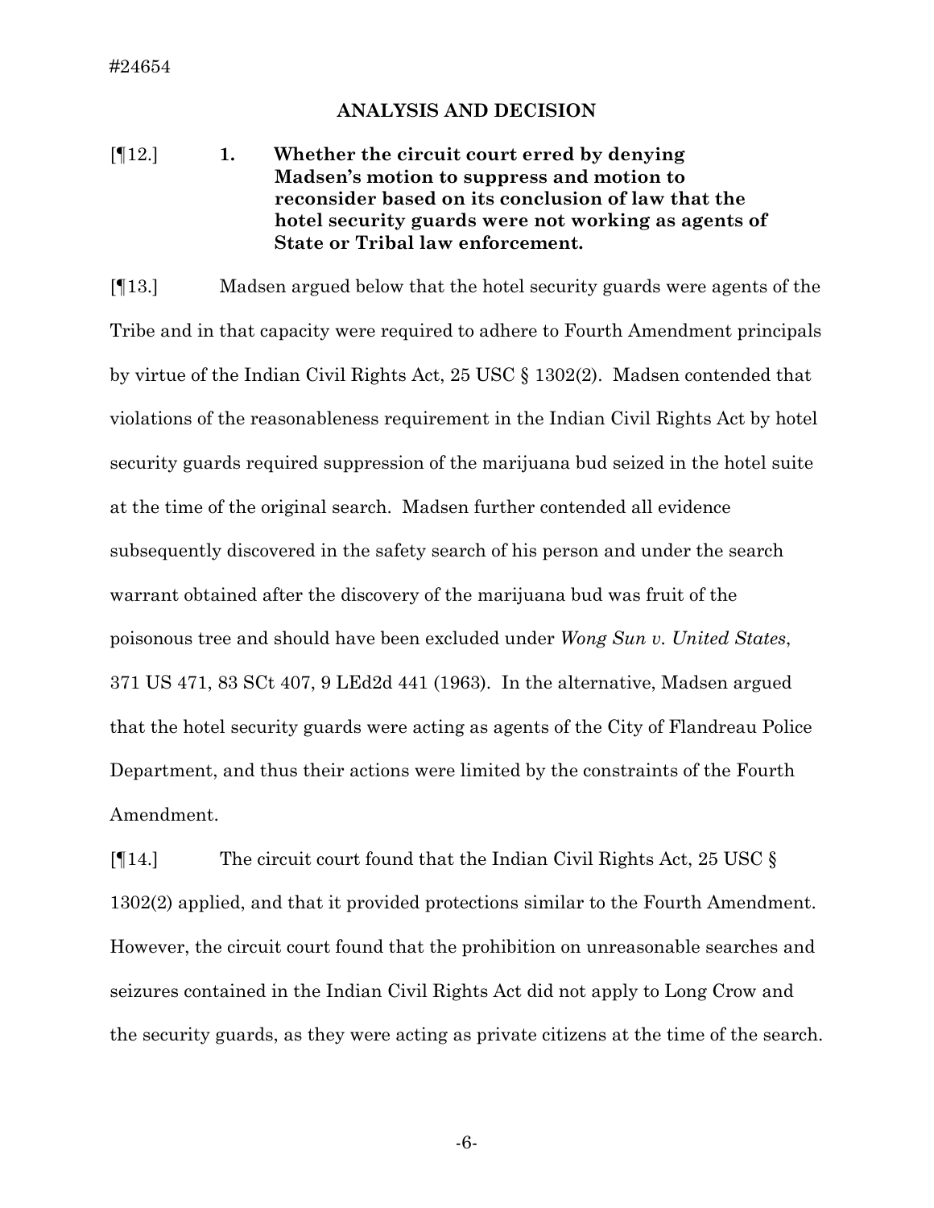## ANALYSIS AND DECISION

[¶12.] **1. Whether the circuit court erred by denying Madsen's motion to suppress and motion to reconsider based on its conclusion of law that the hotel security guards were not working as agents of State or Tribal law enforcement.**

[¶13.] Madsen argued below that the hotel security guards were agents of the Tribe and in that capacity were required to adhere to Fourth Amendment principals by virtue of the Indian Civil Rights Act, 25 USC § 1302(2). Madsen contended that violations of the reasonableness requirement in the Indian Civil Rights Act by hotel security guards required suppression of the marijuana bud seized in the hotel suite at the time of the original search. Madsen further contended all evidence subsequently discovered in the safety search of his person and under the search warrant obtained after the discovery of the marijuana bud was fruit of the poisonous tree and should have been excluded under *Wong Sun v. United States*, 371 US 471, 83 SCt 407, 9 LEd2d 441 (1963). In the alternative, Madsen argued that the hotel security guards were acting as agents of the City of Flandreau Police Department, and thus their actions were limited by the constraints of the Fourth Amendment.

[¶14.] The circuit court found that the Indian Civil Rights Act, 25 USC § 1302(2) applied, and that it provided protections similar to the Fourth Amendment. However, the circuit court found that the prohibition on unreasonable searches and seizures contained in the Indian Civil Rights Act did not apply to Long Crow and the security guards, as they were acting as private citizens at the time of the search.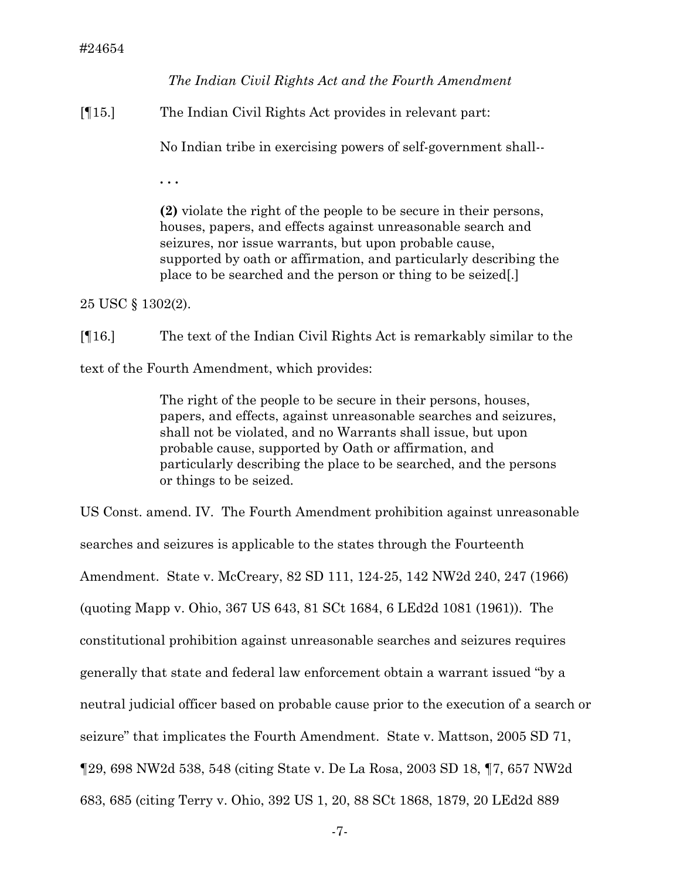*The Indian Civil Rights Act and the Fourth Amendment*

[¶15.] The Indian Civil Rights Act provides in relevant part:

> No Indian tribe in exercising powers of self-government shall--
>
> . . .
>
> **(2)** violate the right of the people to be secure in their persons, houses, papers, and effects against unreasonable search and seizures, nor issue warrants, but upon probable cause, supported by oath or affirmation, and particularly describing the place to be searched and the person or thing to be seized[.]

25 USC § 1302(2).

[¶16.] The text of the Indian Civil Rights Act is remarkably similar to the text of the Fourth Amendment, which provides:

> The right of the people to be secure in their persons, houses, papers, and effects, against unreasonable searches and seizures, shall not be violated, and no Warrants shall issue, but upon probable cause, supported by Oath or affirmation, and particularly describing the place to be searched, and the persons or things to be seized.

US Const. amend. IV. The Fourth Amendment prohibition against unreasonable searches and seizures is applicable to the states through the Fourteenth Amendment. State v. McCreary, 82 SD 111, 124-25, 142 NW2d 240, 247 (1966) (quoting Mapp v. Ohio, 367 US 643, 81 SCt 1684, 6 LEd2d 1081 (1961)). The constitutional prohibition against unreasonable searches and seizures requires generally that state and federal law enforcement obtain a warrant issued "by a neutral judicial officer based on probable cause prior to the execution of a search or seizure" that implicates the Fourth Amendment. State v. Mattson, 2005 SD 71, ¶29, 698 NW2d 538, 548 (citing State v. De La Rosa, 2003 SD 18, ¶7, 657 NW2d 683, 685 (citing Terry v. Ohio, 392 US 1, 20, 88 SCt 1868, 1879, 20 LEd2d 889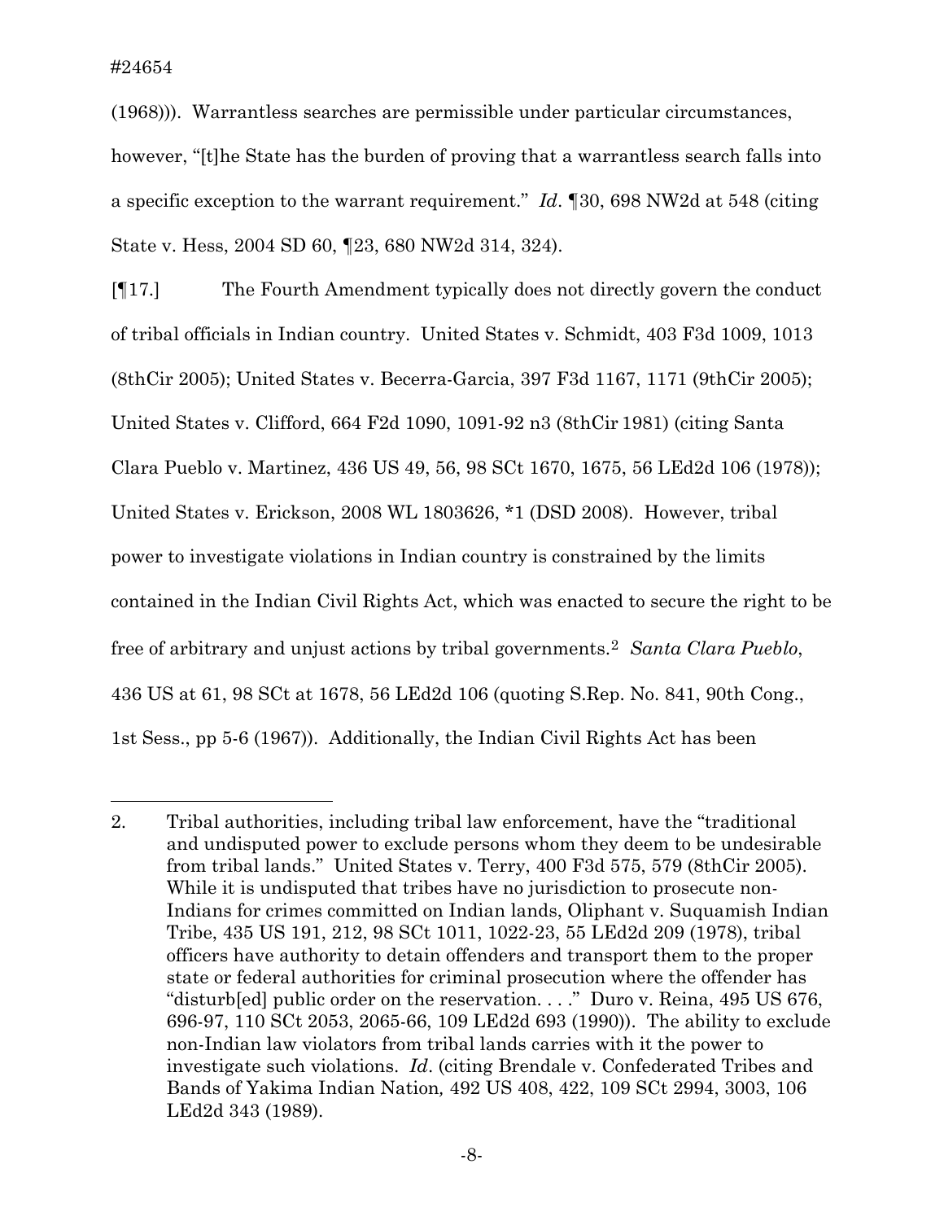(1968))). Warrantless searches are permissible under particular circumstances, however, "[t]he State has the burden of proving that a warrantless search falls into a specific exception to the warrant requirement." *Id*. ¶30, 698 NW2d at 548 (citing State v. Hess, 2004 SD 60, ¶23, 680 NW2d 314, 324).

[¶17.] The Fourth Amendment typically does not directly govern the conduct of tribal officials in Indian country. United States v. Schmidt, 403 F3d 1009, 1013 (8thCir 2005); United States v. Becerra-Garcia, 397 F3d 1167, 1171 (9thCir 2005); United States v. Clifford, 664 F2d 1090, 1091-92 n3 (8thCir 1981) (citing Santa Clara Pueblo v. Martinez, 436 US 49, 56, 98 SCt 1670, 1675, 56 LEd2d 106 (1978)); United States v. Erickson, 2008 WL 1803626, *1 (DSD 2008). However, tribal power to investigate violations in Indian country is constrained by the limits contained in the Indian Civil Rights Act, which was enacted to secure the right to be free of arbitrary and unjust actions by tribal governments.[2] *Santa Clara Pueblo*, 436 US at 61, 98 SCt at 1678, 56 LEd2d 106 (quoting S.Rep. No. 841, 90th Cong., 1st Sess., pp 5-6 (1967)). Additionally, the Indian Civil Rights Act has been

---

2. Tribal authorities, including tribal law enforcement, have the "traditional and undisputed power to exclude persons whom they deem to be undesirable from tribal lands." United States v. Terry, 400 F3d 575, 579 (8thCir 2005). While it is undisputed that tribes have no jurisdiction to prosecute non-Indians for crimes committed on Indian lands, Oliphant v. Suquamish Indian Tribe, 435 US 191, 212, 98 SCt 1011, 1022-23, 55 LEd2d 209 (1978), tribal officers have authority to detain offenders and transport them to the proper state or federal authorities for criminal prosecution where the offender has "disturb[ed] public order on the reservation. . . ." Duro v. Reina, 495 US 676, 696-97, 110 SCt 2053, 2065-66, 109 LEd2d 693 (1990)). The ability to exclude non-Indian law violators from tribal lands carries with it the power to investigate such violations. *Id*. (citing Brendale v. Confederated Tribes and Bands of Yakima Indian Nation, 492 US 408, 422, 109 SCt 2994, 3003, 106 LEd2d 343 (1989).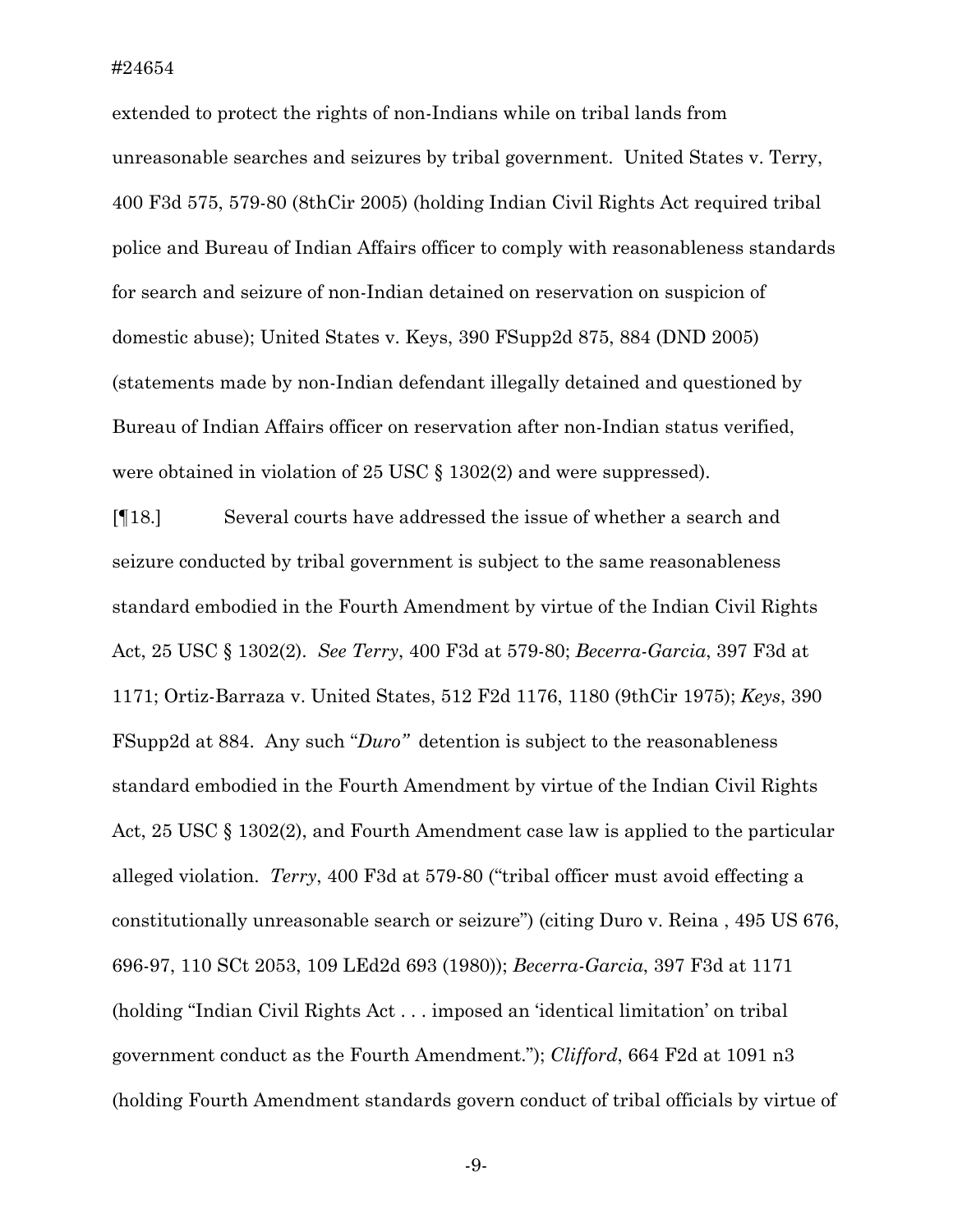extended to protect the rights of non-Indians while on tribal lands from unreasonable searches and seizures by tribal government. United States v. Terry, 400 F3d 575, 579-80 (8thCir 2005) (holding Indian Civil Rights Act required tribal police and Bureau of Indian Affairs officer to comply with reasonableness standards for search and seizure of non-Indian detained on reservation on suspicion of domestic abuse); United States v. Keys, 390 FSupp2d 875, 884 (DND 2005) (statements made by non-Indian defendant illegally detained and questioned by Bureau of Indian Affairs officer on reservation after non-Indian status verified, were obtained in violation of 25 USC § 1302(2) and were suppressed).

[¶18.] Several courts have addressed the issue of whether a search and seizure conducted by tribal government is subject to the same reasonableness standard embodied in the Fourth Amendment by virtue of the Indian Civil Rights Act, 25 USC § 1302(2). *See Terry*, 400 F3d at 579-80; *Becerra-Garcia*, 397 F3d at 1171; Ortiz-Barraza v. United States, 512 F2d 1176, 1180 (9thCir 1975); *Keys*, 390 FSupp2d at 884. Any such "*Duro"* detention is subject to the reasonableness standard embodied in the Fourth Amendment by virtue of the Indian Civil Rights Act, 25 USC § 1302(2), and Fourth Amendment case law is applied to the particular alleged violation. *Terry*, 400 F3d at 579-80 ("tribal officer must avoid effecting a constitutionally unreasonable search or seizure") (citing Duro v. Reina , 495 US 676, 696-97, 110 SCt 2053, 109 LEd2d 693 (1980)); *Becerra-Garcia*, 397 F3d at 1171 (holding "Indian Civil Rights Act . . . imposed an 'identical limitation' on tribal government conduct as the Fourth Amendment."); *Clifford*, 664 F2d at 1091 n3 (holding Fourth Amendment standards govern conduct of tribal officials by virtue of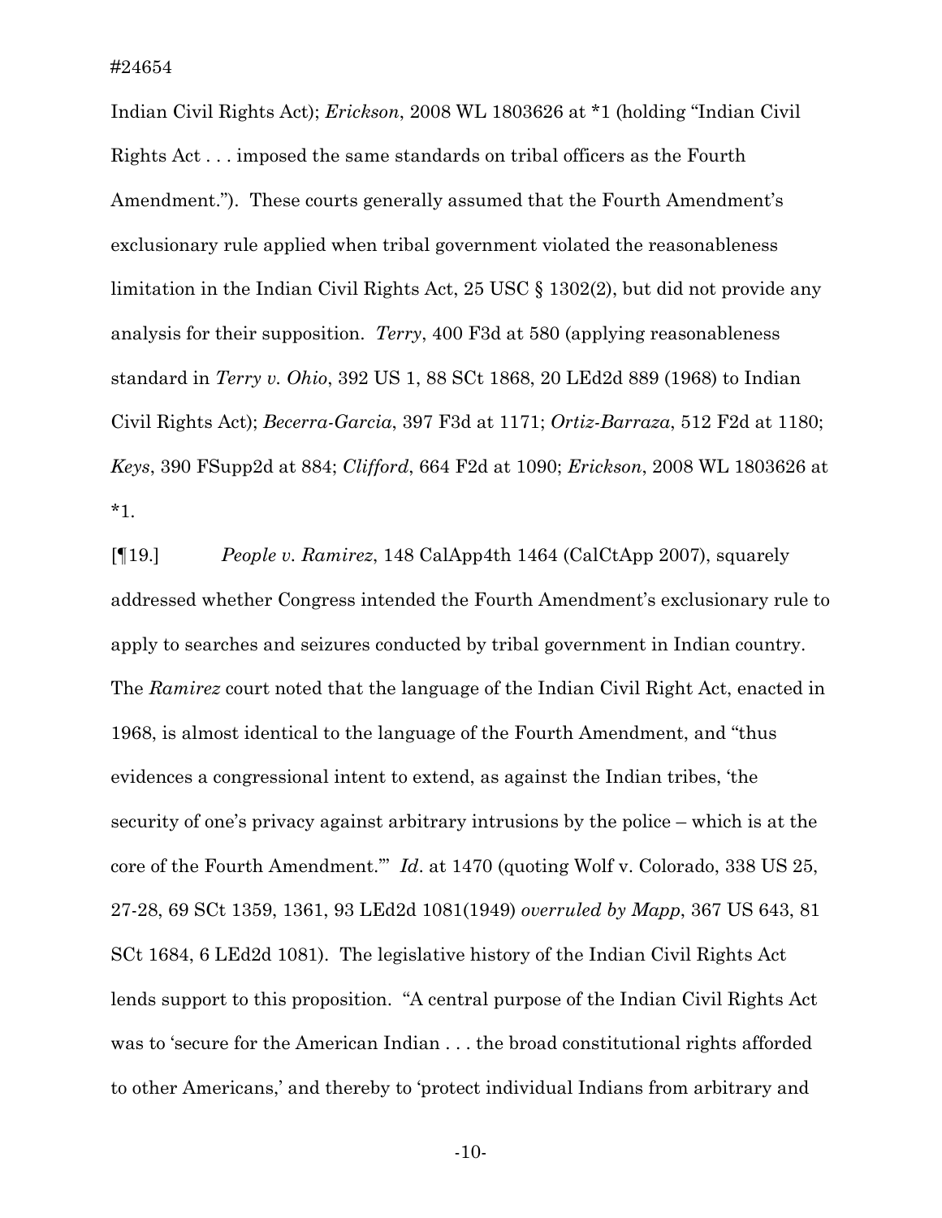Indian Civil Rights Act); *Erickson*, 2008 WL 1803626 at *1 (holding "Indian Civil Rights Act . . . imposed the same standards on tribal officers as the Fourth Amendment."). These courts generally assumed that the Fourth Amendment's exclusionary rule applied when tribal government violated the reasonableness limitation in the Indian Civil Rights Act, 25 USC § 1302(2), but did not provide any analysis for their supposition. *Terry*, 400 F3d at 580 (applying reasonableness standard in *Terry v. Ohio*, 392 US 1, 88 SCt 1868, 20 LEd2d 889 (1968) to Indian Civil Rights Act); *Becerra-Garcia*, 397 F3d at 1171; *Ortiz-Barraza*, 512 F2d at 1180; *Keys*, 390 FSupp2d at 884; *Clifford*, 664 F2d at 1090; *Erickson*, 2008 WL 1803626 at *1.

[¶19.] *People v. Ramirez*, 148 CalApp4th 1464 (CalCtApp 2007), squarely addressed whether Congress intended the Fourth Amendment's exclusionary rule to apply to searches and seizures conducted by tribal government in Indian country. The *Ramirez* court noted that the language of the Indian Civil Right Act, enacted in 1968, is almost identical to the language of the Fourth Amendment, and "thus evidences a congressional intent to extend, as against the Indian tribes, 'the security of one's privacy against arbitrary intrusions by the police – which is at the core of the Fourth Amendment.'" *Id*. at 1470 (quoting Wolf v. Colorado, 338 US 25, 27-28, 69 SCt 1359, 1361, 93 LEd2d 1081(1949) *overruled by Mapp*, 367 US 643, 81 SCt 1684, 6 LEd2d 1081). The legislative history of the Indian Civil Rights Act lends support to this proposition. "A central purpose of the Indian Civil Rights Act was to 'secure for the American Indian . . . the broad constitutional rights afforded to other Americans,' and thereby to 'protect individual Indians from arbitrary and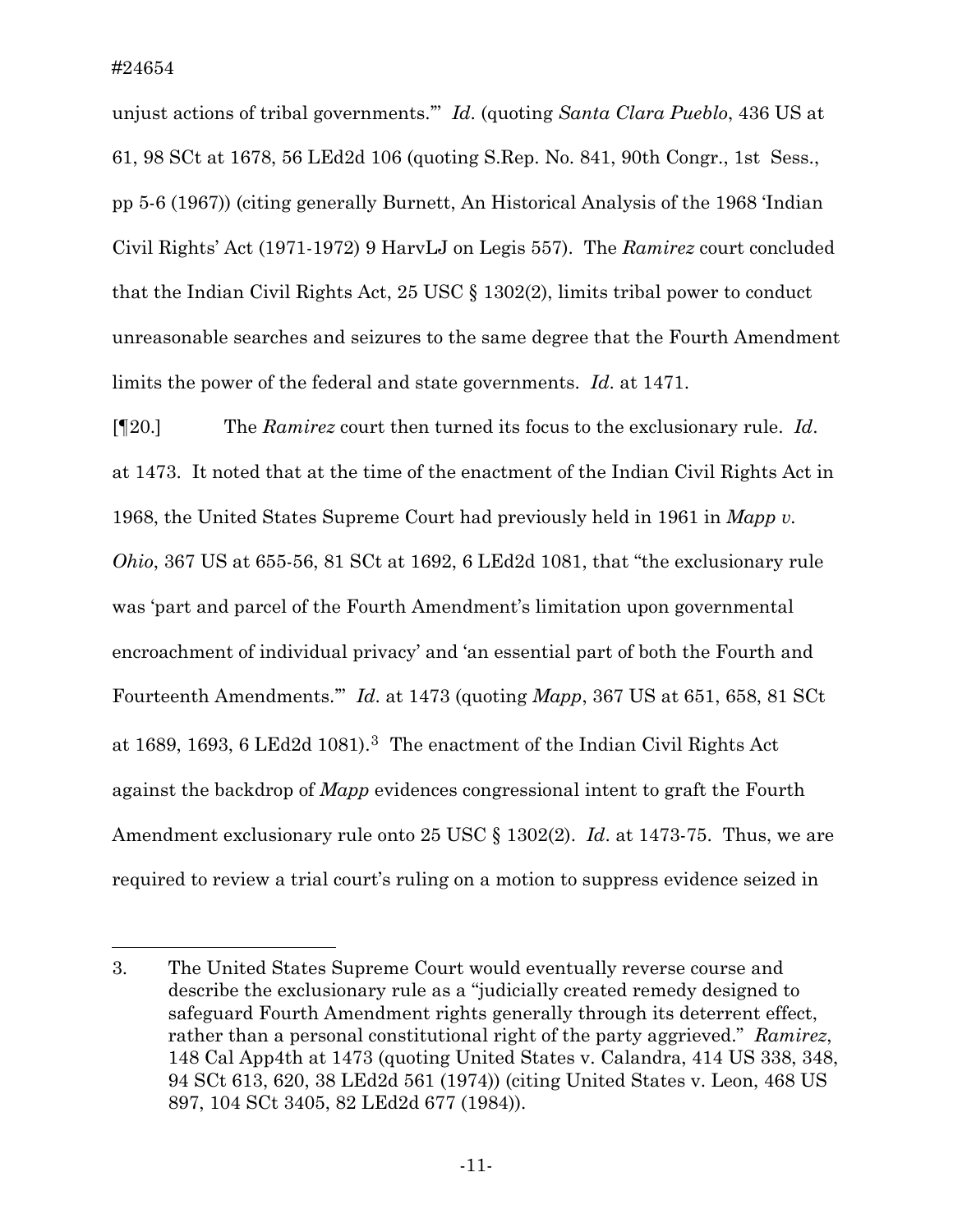unjust actions of tribal governments.'" *Id*. (quoting *Santa Clara Pueblo*, 436 US at 61, 98 SCt at 1678, 56 LEd2d 106 (quoting S.Rep. No. 841, 90th Congr., 1st Sess., pp 5-6 (1967)) (citing generally Burnett, An Historical Analysis of the 1968 'Indian Civil Rights' Act (1971-1972) 9 HarvLJ on Legis 557). The *Ramirez* court concluded that the Indian Civil Rights Act, 25 USC § 1302(2), limits tribal power to conduct unreasonable searches and seizures to the same degree that the Fourth Amendment limits the power of the federal and state governments. *Id*. at 1471.

[¶20.] The *Ramirez* court then turned its focus to the exclusionary rule. *Id*. at 1473. It noted that at the time of the enactment of the Indian Civil Rights Act in 1968, the United States Supreme Court had previously held in 1961 in *Mapp v. Ohio*, 367 US at 655-56, 81 SCt at 1692, 6 LEd2d 1081, that "the exclusionary rule was 'part and parcel of the Fourth Amendment's limitation upon governmental encroachment of individual privacy' and 'an essential part of both the Fourth and Fourteenth Amendments.'" *Id*. at 1473 (quoting *Mapp*, 367 US at 651, 658, 81 SCt at 1689, 1693, 6 LEd2d 1081).[3] The enactment of the Indian Civil Rights Act against the backdrop of *Mapp* evidences congressional intent to graft the Fourth Amendment exclusionary rule onto 25 USC § 1302(2). *Id*. at 1473-75. Thus, we are required to review a trial court's ruling on a motion to suppress evidence seized in

---

3. The United States Supreme Court would eventually reverse course and describe the exclusionary rule as a "judicially created remedy designed to safeguard Fourth Amendment rights generally through its deterrent effect, rather than a personal constitutional right of the party aggrieved." *Ramirez*, 148 Cal App4th at 1473 (quoting United States v. Calandra, 414 US 338, 348, 94 SCt 613, 620, 38 LEd2d 561 (1974)) (citing United States v. Leon, 468 US 897, 104 SCt 3405, 82 LEd2d 677 (1984)).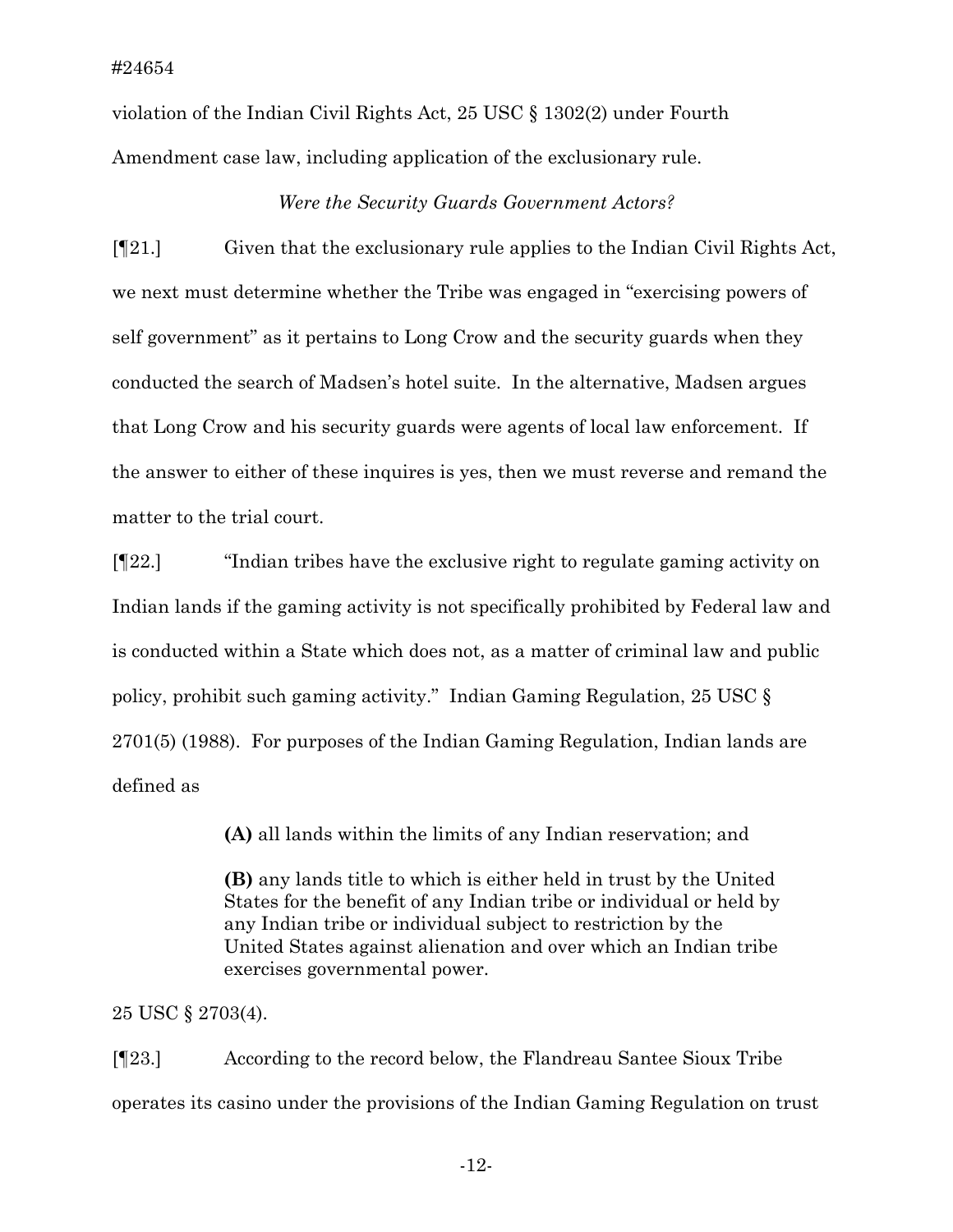violation of the Indian Civil Rights Act, 25 USC § 1302(2) under Fourth Amendment case law, including application of the exclusionary rule.

*Were the Security Guards Government Actors?*

[¶21.] Given that the exclusionary rule applies to the Indian Civil Rights Act, we next must determine whether the Tribe was engaged in "exercising powers of self government" as it pertains to Long Crow and the security guards when they conducted the search of Madsen's hotel suite. In the alternative, Madsen argues that Long Crow and his security guards were agents of local law enforcement. If the answer to either of these inquires is yes, then we must reverse and remand the matter to the trial court.

[¶22.] "Indian tribes have the exclusive right to regulate gaming activity on Indian lands if the gaming activity is not specifically prohibited by Federal law and is conducted within a State which does not, as a matter of criminal law and public policy, prohibit such gaming activity." Indian Gaming Regulation, 25 USC § 2701(5) (1988). For purposes of the Indian Gaming Regulation, Indian lands are defined as

> **(A)** all lands within the limits of any Indian reservation; and
>
> **(B)** any lands title to which is either held in trust by the United States for the benefit of any Indian tribe or individual or held by any Indian tribe or individual subject to restriction by the United States against alienation and over which an Indian tribe exercises governmental power.

25 USC § 2703(4).

[¶23.] According to the record below, the Flandreau Santee Sioux Tribe operates its casino under the provisions of the Indian Gaming Regulation on trust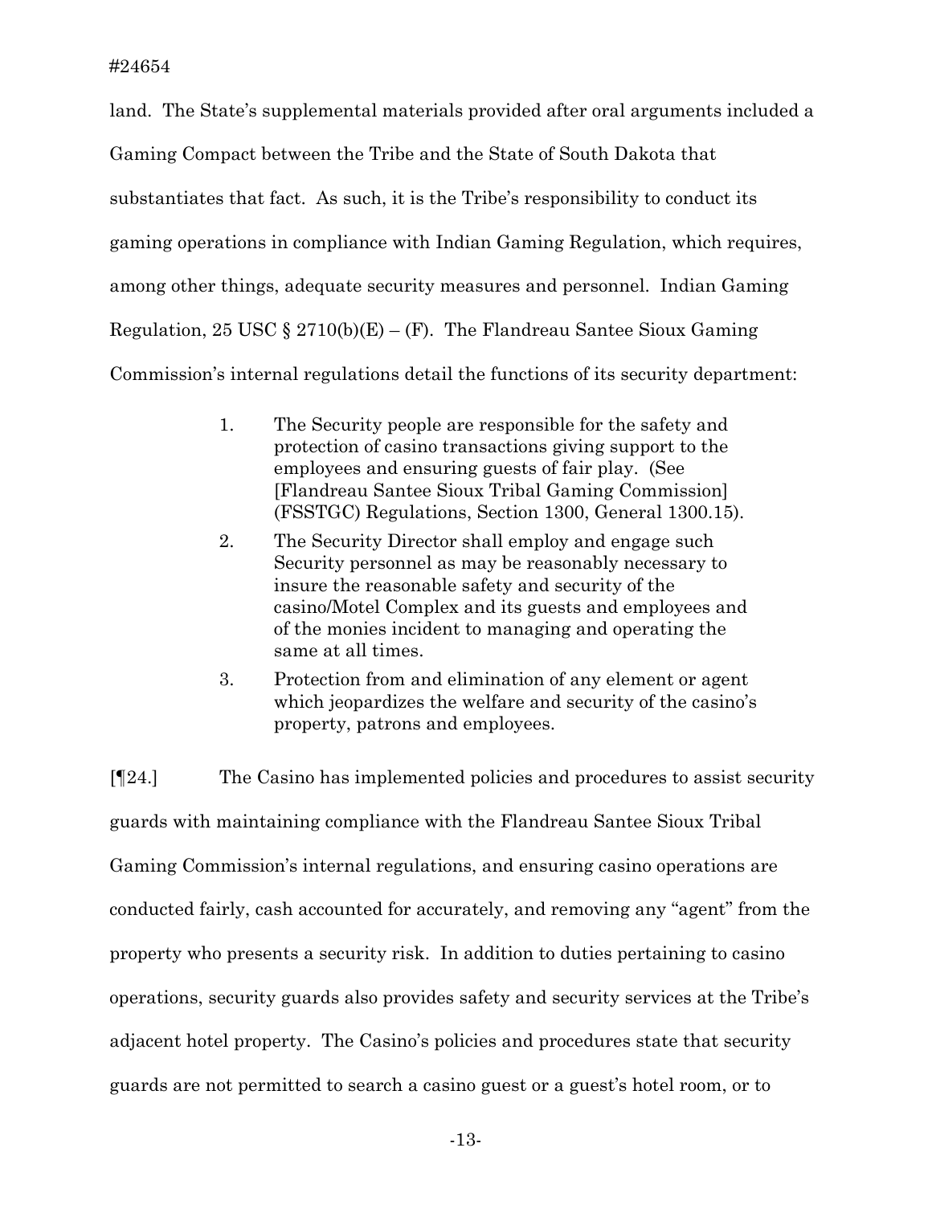land. The State's supplemental materials provided after oral arguments included a Gaming Compact between the Tribe and the State of South Dakota that substantiates that fact. As such, it is the Tribe's responsibility to conduct its gaming operations in compliance with Indian Gaming Regulation, which requires, among other things, adequate security measures and personnel. Indian Gaming Regulation, 25 USC § 2710(b)(E) – (F). The Flandreau Santee Sioux Gaming Commission's internal regulations detail the functions of its security department:

> 1. The Security people are responsible for the safety and protection of casino transactions giving support to the employees and ensuring guests of fair play. (See [Flandreau Santee Sioux Tribal Gaming Commission] (FSSTGC) Regulations, Section 1300, General 1300.15).
> 2. The Security Director shall employ and engage such Security personnel as may be reasonably necessary to insure the reasonable safety and security of the casino/Motel Complex and its guests and employees and of the monies incident to managing and operating the same at all times.
> 3. Protection from and elimination of any element or agent which jeopardizes the welfare and security of the casino's property, patrons and employees.

[¶24.] The Casino has implemented policies and procedures to assist security guards with maintaining compliance with the Flandreau Santee Sioux Tribal Gaming Commission's internal regulations, and ensuring casino operations are conducted fairly, cash accounted for accurately, and removing any "agent" from the property who presents a security risk. In addition to duties pertaining to casino operations, security guards also provides safety and security services at the Tribe's adjacent hotel property. The Casino's policies and procedures state that security guards are not permitted to search a casino guest or a guest's hotel room, or to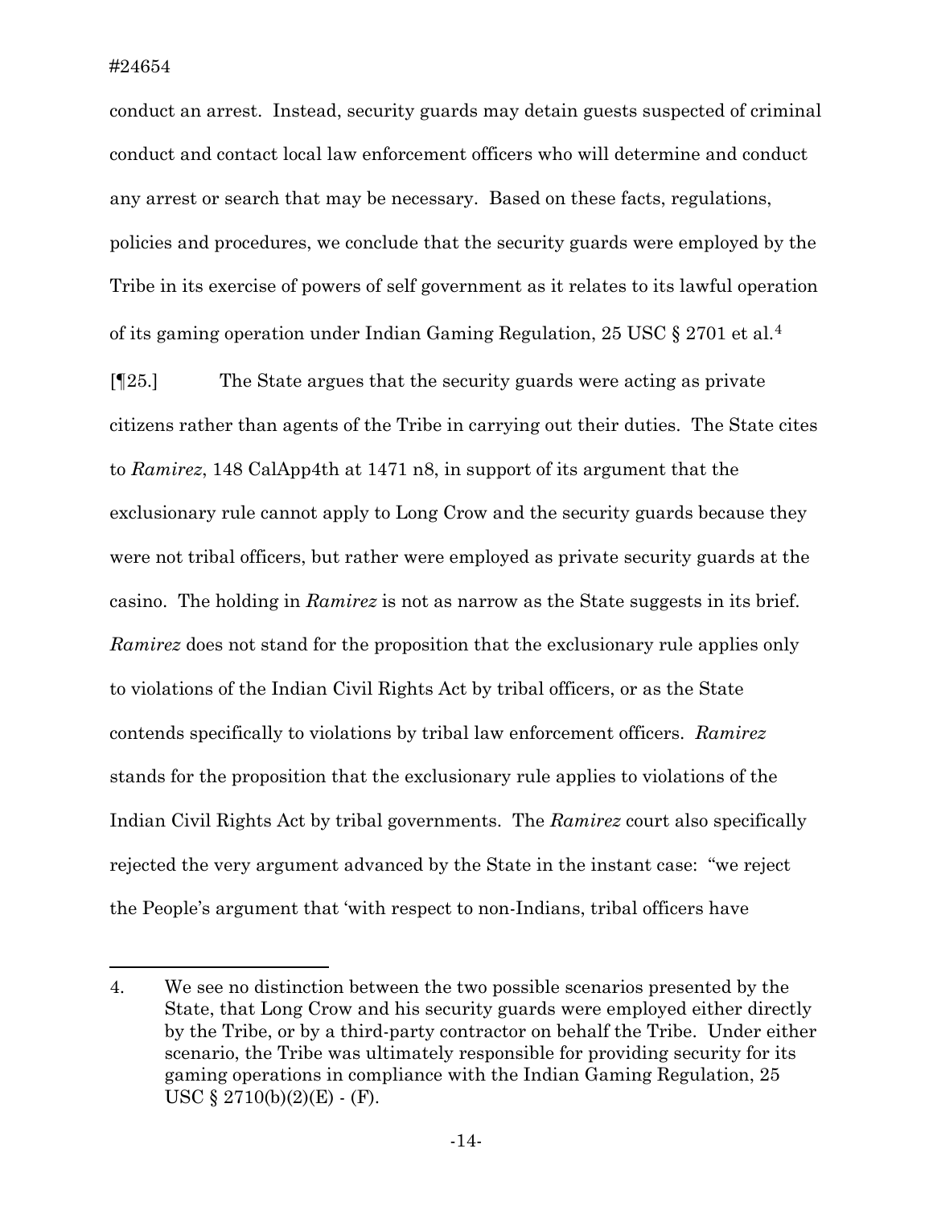conduct an arrest. Instead, security guards may detain guests suspected of criminal conduct and contact local law enforcement officers who will determine and conduct any arrest or search that may be necessary. Based on these facts, regulations, policies and procedures, we conclude that the security guards were employed by the Tribe in its exercise of powers of self government as it relates to its lawful operation of its gaming operation under Indian Gaming Regulation, 25 USC § 2701 et al.[4]

[¶25.] The State argues that the security guards were acting as private citizens rather than agents of the Tribe in carrying out their duties. The State cites to *Ramirez*, 148 CalApp4th at 1471 n8, in support of its argument that the exclusionary rule cannot apply to Long Crow and the security guards because they were not tribal officers, but rather were employed as private security guards at the casino. The holding in *Ramirez* is not as narrow as the State suggests in its brief. *Ramirez* does not stand for the proposition that the exclusionary rule applies only to violations of the Indian Civil Rights Act by tribal officers, or as the State contends specifically to violations by tribal law enforcement officers. *Ramirez* stands for the proposition that the exclusionary rule applies to violations of the Indian Civil Rights Act by tribal governments. The *Ramirez* court also specifically rejected the very argument advanced by the State in the instant case: "we reject the People's argument that 'with respect to non-Indians, tribal officers have

---

4. We see no distinction between the two possible scenarios presented by the State, that Long Crow and his security guards were employed either directly by the Tribe, or by a third-party contractor on behalf the Tribe. Under either scenario, the Tribe was ultimately responsible for providing security for its gaming operations in compliance with the Indian Gaming Regulation, 25 USC § 2710(b)(2)(E) - (F).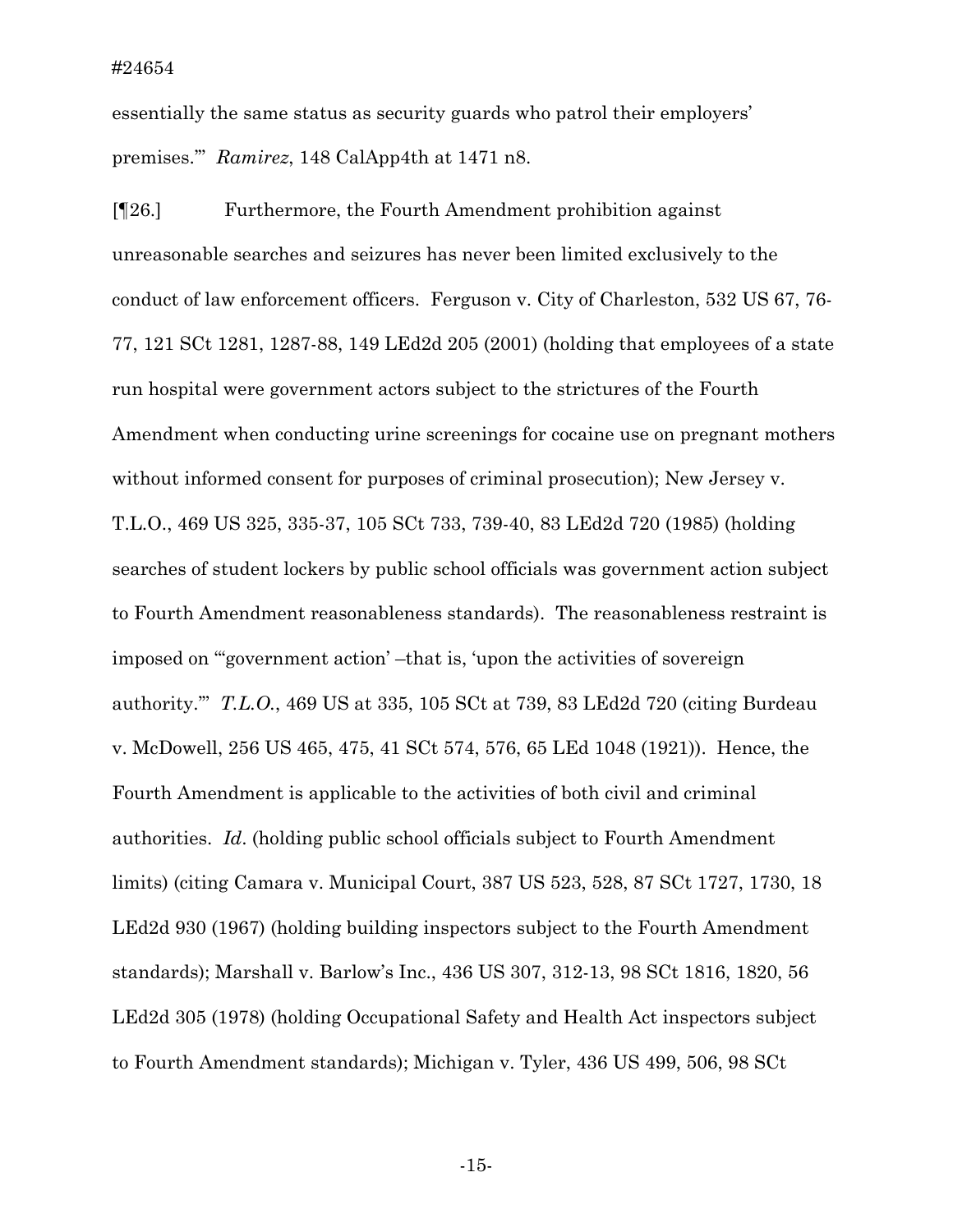essentially the same status as security guards who patrol their employers' premises.'" *Ramirez*, 148 CalApp4th at 1471 n8.

[¶26.] Furthermore, the Fourth Amendment prohibition against unreasonable searches and seizures has never been limited exclusively to the conduct of law enforcement officers. Ferguson v. City of Charleston, 532 US 67, 76-77, 121 SCt 1281, 1287-88, 149 LEd2d 205 (2001) (holding that employees of a state run hospital were government actors subject to the strictures of the Fourth Amendment when conducting urine screenings for cocaine use on pregnant mothers without informed consent for purposes of criminal prosecution); New Jersey v. T.L.O., 469 US 325, 335-37, 105 SCt 733, 739-40, 83 LEd2d 720 (1985) (holding searches of student lockers by public school officials was government action subject to Fourth Amendment reasonableness standards). The reasonableness restraint is imposed on "'government action' –that is, 'upon the activities of sovereign authority.'" *T.L.O.*, 469 US at 335, 105 SCt at 739, 83 LEd2d 720 (citing Burdeau v. McDowell, 256 US 465, 475, 41 SCt 574, 576, 65 LEd 1048 (1921)). Hence, the Fourth Amendment is applicable to the activities of both civil and criminal authorities. *Id*. (holding public school officials subject to Fourth Amendment limits) (citing Camara v. Municipal Court, 387 US 523, 528, 87 SCt 1727, 1730, 18 LEd2d 930 (1967) (holding building inspectors subject to the Fourth Amendment standards); Marshall v. Barlow's Inc., 436 US 307, 312-13, 98 SCt 1816, 1820, 56 LEd2d 305 (1978) (holding Occupational Safety and Health Act inspectors subject to Fourth Amendment standards); Michigan v. Tyler, 436 US 499, 506, 98 SCt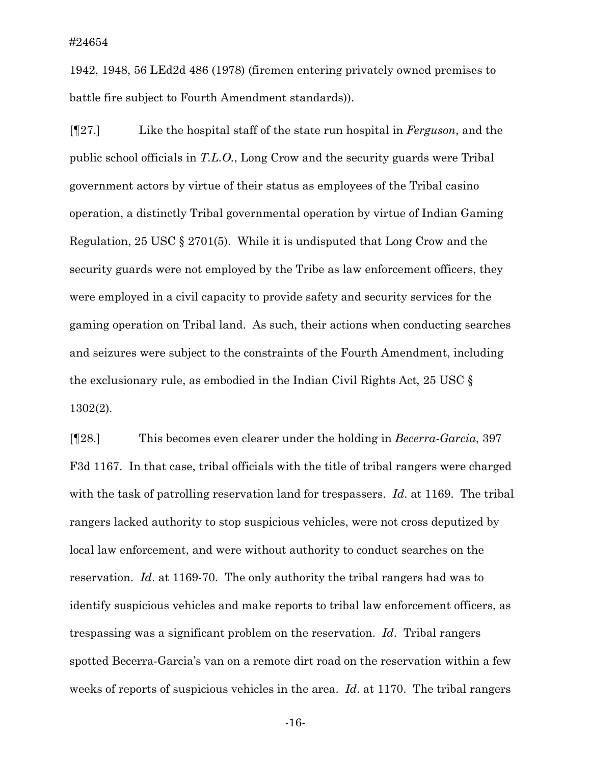1942, 1948, 56 LEd2d 486 (1978) (firemen entering privately owned premises to battle fire subject to Fourth Amendment standards)).

[¶27.] Like the hospital staff of the state run hospital in *Ferguson*, and the public school officials in *T.L.O.*, Long Crow and the security guards were Tribal government actors by virtue of their status as employees of the Tribal casino operation, a distinctly Tribal governmental operation by virtue of Indian Gaming Regulation, 25 USC § 2701(5). While it is undisputed that Long Crow and the security guards were not employed by the Tribe as law enforcement officers, they were employed in a civil capacity to provide safety and security services for the gaming operation on Tribal land. As such, their actions when conducting searches and seizures were subject to the constraints of the Fourth Amendment, including the exclusionary rule, as embodied in the Indian Civil Rights Act, 25 USC § 1302(2).

[¶28.] This becomes even clearer under the holding in *Becerra-Garcia*, 397 F3d 1167. In that case, tribal officials with the title of tribal rangers were charged with the task of patrolling reservation land for trespassers. *Id*. at 1169. The tribal rangers lacked authority to stop suspicious vehicles, were not cross deputized by local law enforcement, and were without authority to conduct searches on the reservation. *Id*. at 1169-70. The only authority the tribal rangers had was to identify suspicious vehicles and make reports to tribal law enforcement officers, as trespassing was a significant problem on the reservation. *Id*. Tribal rangers spotted Becerra-Garcia's van on a remote dirt road on the reservation within a few weeks of reports of suspicious vehicles in the area. *Id*. at 1170. The tribal rangers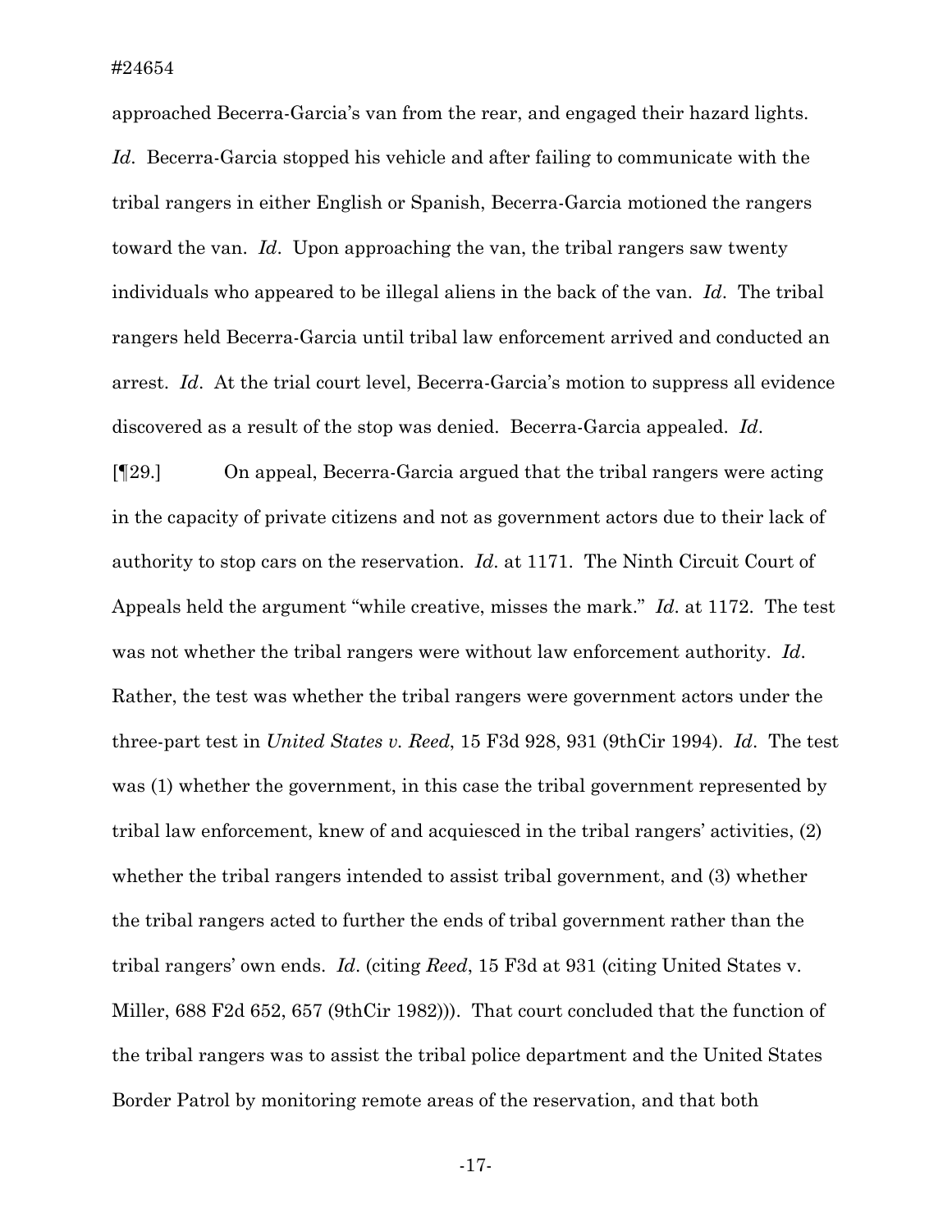approached Becerra-Garcia's van from the rear, and engaged their hazard lights. *Id*. Becerra-Garcia stopped his vehicle and after failing to communicate with the tribal rangers in either English or Spanish, Becerra-Garcia motioned the rangers toward the van. *Id*. Upon approaching the van, the tribal rangers saw twenty individuals who appeared to be illegal aliens in the back of the van. *Id*. The tribal rangers held Becerra-Garcia until tribal law enforcement arrived and conducted an arrest. *Id*. At the trial court level, Becerra-Garcia's motion to suppress all evidence discovered as a result of the stop was denied. Becerra-Garcia appealed. *Id*.

[¶29.] On appeal, Becerra-Garcia argued that the tribal rangers were acting in the capacity of private citizens and not as government actors due to their lack of authority to stop cars on the reservation. *Id*. at 1171. The Ninth Circuit Court of Appeals held the argument "while creative, misses the mark." *Id*. at 1172. The test was not whether the tribal rangers were without law enforcement authority. *Id*. Rather, the test was whether the tribal rangers were government actors under the three-part test in *United States v. Reed*, 15 F3d 928, 931 (9thCir 1994). *Id*. The test was (1) whether the government, in this case the tribal government represented by tribal law enforcement, knew of and acquiesced in the tribal rangers' activities, (2) whether the tribal rangers intended to assist tribal government, and (3) whether the tribal rangers acted to further the ends of tribal government rather than the tribal rangers' own ends. *Id*. (citing *Reed*, 15 F3d at 931 (citing United States v. Miller, 688 F2d 652, 657 (9thCir 1982))). That court concluded that the function of the tribal rangers was to assist the tribal police department and the United States Border Patrol by monitoring remote areas of the reservation, and that both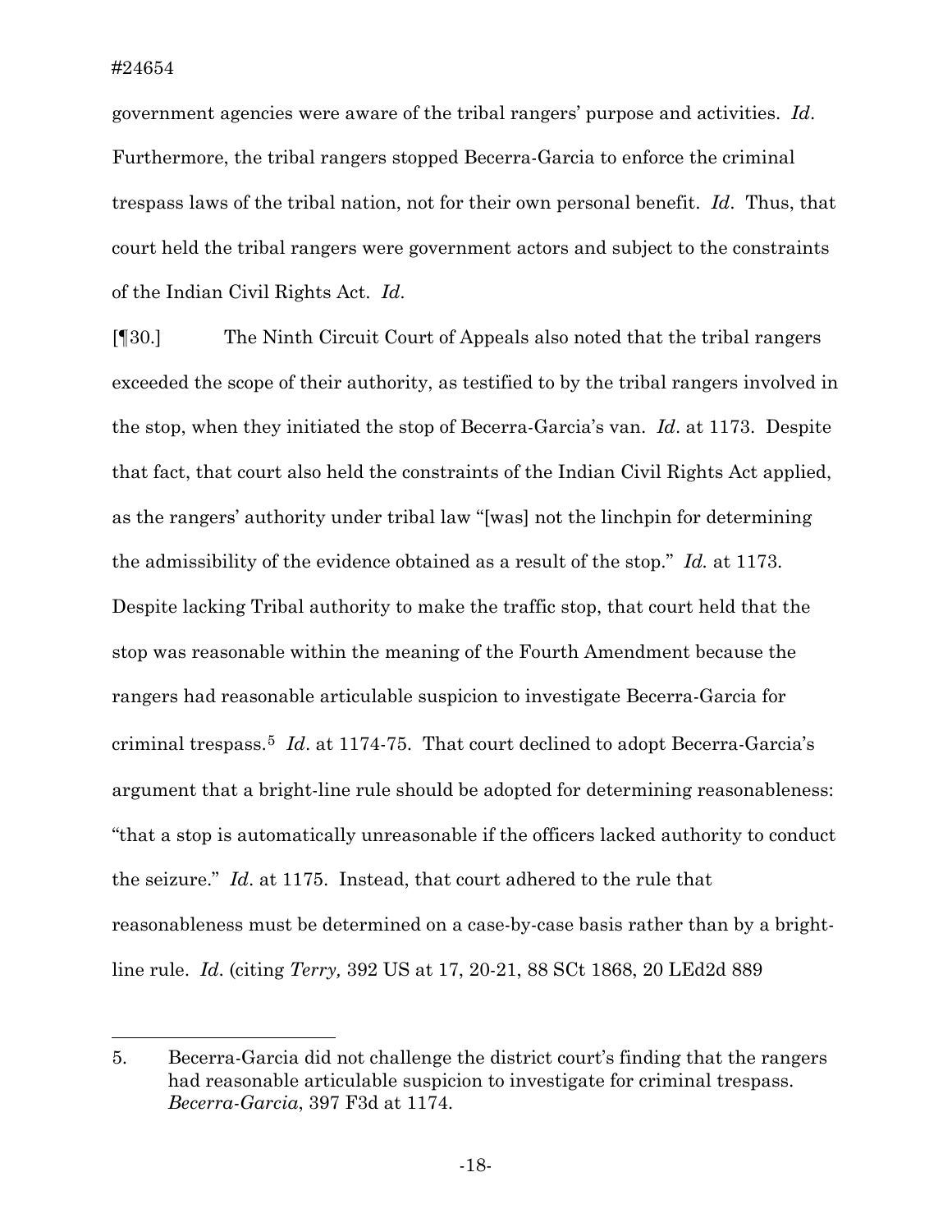government agencies were aware of the tribal rangers' purpose and activities. *Id*. Furthermore, the tribal rangers stopped Becerra-Garcia to enforce the criminal trespass laws of the tribal nation, not for their own personal benefit. *Id*. Thus, that court held the tribal rangers were government actors and subject to the constraints of the Indian Civil Rights Act. *Id*.

[¶30.] The Ninth Circuit Court of Appeals also noted that the tribal rangers exceeded the scope of their authority, as testified to by the tribal rangers involved in the stop, when they initiated the stop of Becerra-Garcia's van. *Id*. at 1173. Despite that fact, that court also held the constraints of the Indian Civil Rights Act applied, as the rangers' authority under tribal law "[was] not the linchpin for determining the admissibility of the evidence obtained as a result of the stop." *Id.* at 1173. Despite lacking Tribal authority to make the traffic stop, that court held that the stop was reasonable within the meaning of the Fourth Amendment because the rangers had reasonable articulable suspicion to investigate Becerra-Garcia for criminal trespass.[5] *Id*. at 1174-75. That court declined to adopt Becerra-Garcia's argument that a bright-line rule should be adopted for determining reasonableness: "that a stop is automatically unreasonable if the officers lacked authority to conduct the seizure." *Id*. at 1175. Instead, that court adhered to the rule that reasonableness must be determined on a case-by-case basis rather than by a bright-line rule. *Id*. (citing *Terry,* 392 US at 17, 20-21, 88 SCt 1868, 20 LEd2d 889

---

5. Becerra-Garcia did not challenge the district court's finding that the rangers had reasonable articulable suspicion to investigate for criminal trespass. *Becerra-Garcia*, 397 F3d at 1174.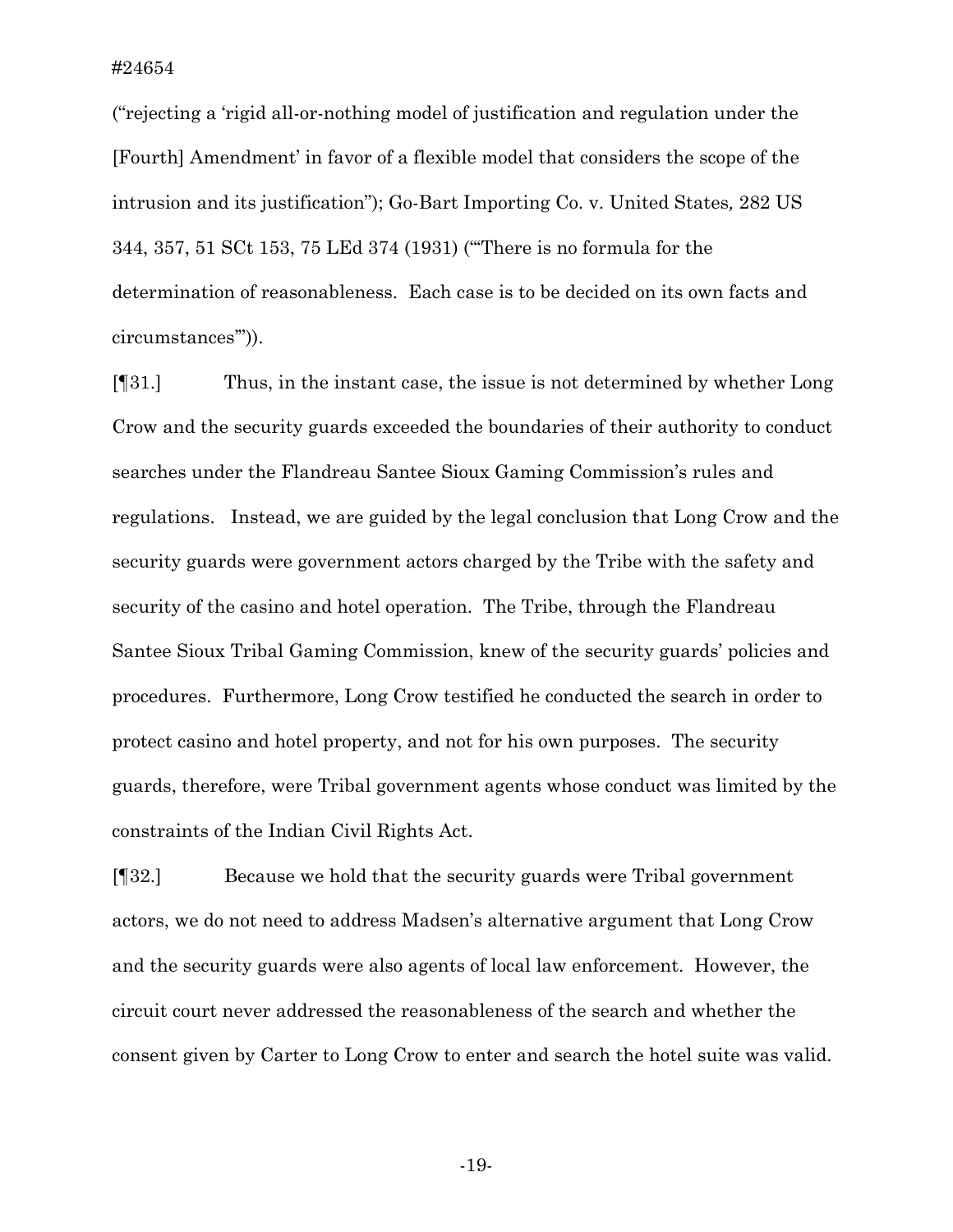("rejecting a 'rigid all-or-nothing model of justification and regulation under the [Fourth] Amendment' in favor of a flexible model that considers the scope of the intrusion and its justification"); Go-Bart Importing Co. v. United States*,* 282 US 344, 357, 51 SCt 153, 75 LEd 374 (1931) ("'There is no formula for the determination of reasonableness. Each case is to be decided on its own facts and circumstances'")).

[¶31.] Thus, in the instant case, the issue is not determined by whether Long Crow and the security guards exceeded the boundaries of their authority to conduct searches under the Flandreau Santee Sioux Gaming Commission's rules and regulations. Instead, we are guided by the legal conclusion that Long Crow and the security guards were government actors charged by the Tribe with the safety and security of the casino and hotel operation. The Tribe, through the Flandreau Santee Sioux Tribal Gaming Commission, knew of the security guards' policies and procedures. Furthermore, Long Crow testified he conducted the search in order to protect casino and hotel property, and not for his own purposes. The security guards, therefore, were Tribal government agents whose conduct was limited by the constraints of the Indian Civil Rights Act.

[¶32.] Because we hold that the security guards were Tribal government actors, we do not need to address Madsen's alternative argument that Long Crow and the security guards were also agents of local law enforcement. However, the circuit court never addressed the reasonableness of the search and whether the consent given by Carter to Long Crow to enter and search the hotel suite was valid.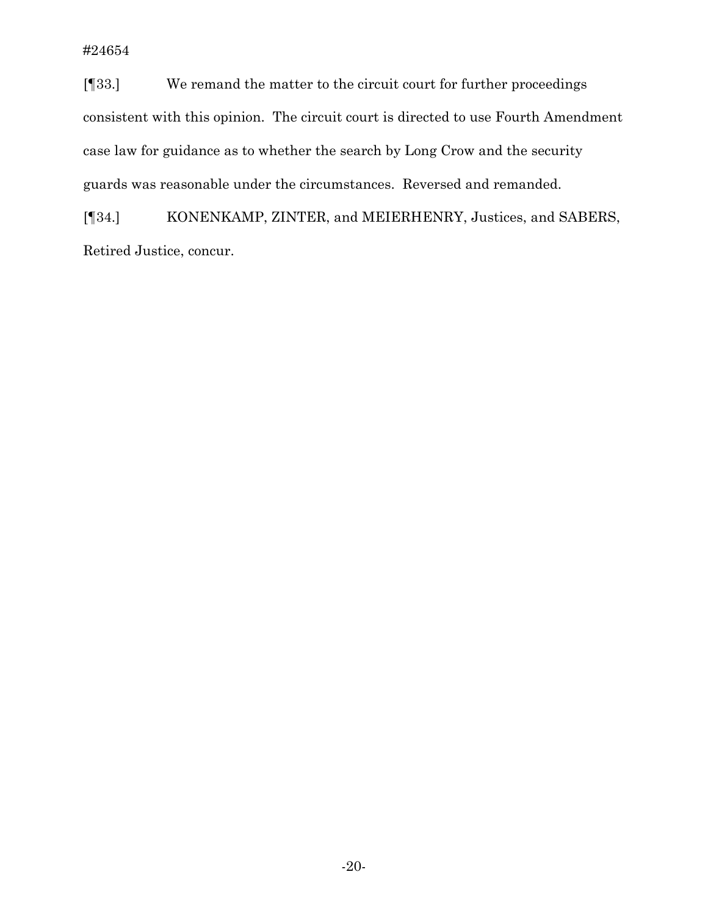[¶33.] We remand the matter to the circuit court for further proceedings consistent with this opinion. The circuit court is directed to use Fourth Amendment case law for guidance as to whether the search by Long Crow and the security guards was reasonable under the circumstances. Reversed and remanded.

[¶34.] KONENKAMP, ZINTER, and MEIERHENRY, Justices, and SABERS, Retired Justice, concur.